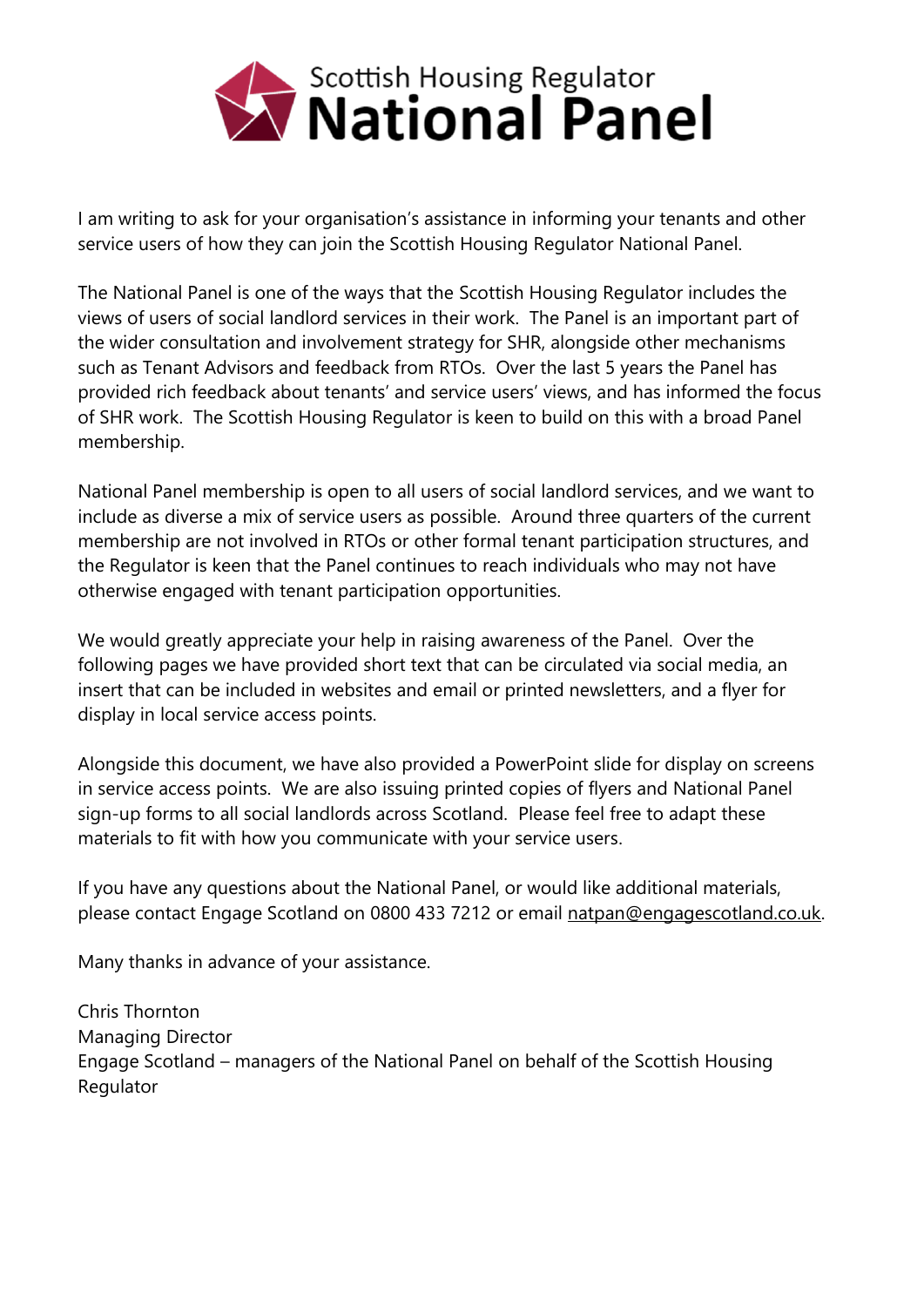# Scottish Housing Regulator National Panel

I am writing to ask for your organisation's assistance in informing your tenants and other service users of how they can join the Scottish Housing Regulator National Panel.

The National Panel is one of the ways that the Scottish Housing Regulator includes the views of users of social landlord services in their work. The Panel is an important part of the wider consultation and involvement strategy for SHR, alongside other mechanisms such as Tenant Advisors and feedback from RTOs. Over the last 5 years the Panel has provided rich feedback about tenants' and service users' views, and has informed the focus of SHR work. The Scottish Housing Regulator is keen to build on this with a broad Panel membership.

National Panel membership is open to all users of social landlord services, and we want to include as diverse a mix of service users as possible. Around three quarters of the current membership are not involved in RTOs or other formal tenant participation structures, and the Regulator is keen that the Panel continues to reach individuals who may not have otherwise engaged with tenant participation opportunities.

We would greatly appreciate your help in raising awareness of the Panel. Over the following pages we have provided short text that can be circulated via social media, an insert that can be included in websites and email or printed newsletters, and a flyer for display in local service access points.

Alongside this document, we have also provided a PowerPoint slide for display on screens in service access points. We are also issuing printed copies of flyers and National Panel sign-up forms to all social landlords across Scotland. Please feel free to adapt these materials to fit with how you communicate with your service users.

If you have any questions about the National Panel, or would like additional materials, please contact Engage Scotland on 0800 433 7212 or email natpan@engagescotland.co.uk.

Many thanks in advance of your assistance.

Chris Thornton
Managing Director
Engage Scotland – managers of the National Panel on behalf of the Scottish Housing Regulator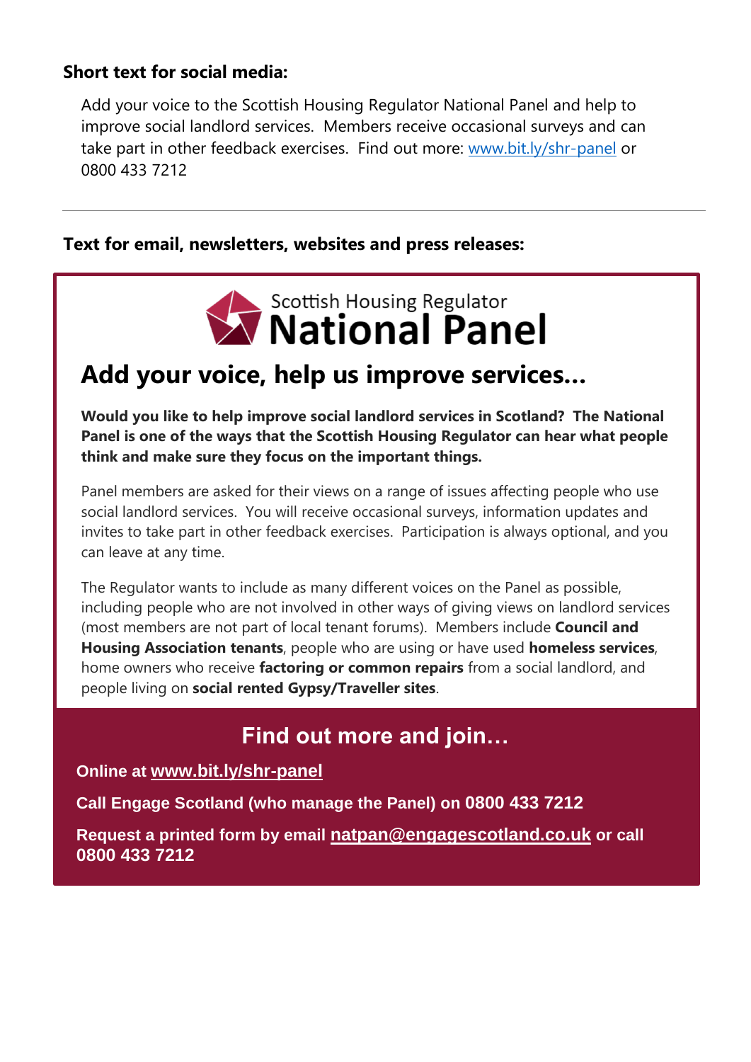**Short text for social media:**

Add your voice to the Scottish Housing Regulator National Panel and help to improve social landlord services. Members receive occasional surveys and can take part in other feedback exercises. Find out more: [www.bit.ly/shr-panel](http://www.bit.ly/shr-panel) or 0800 433 7212

---

**Text for email, newsletters, websites and press releases:**

Scottish Housing Regulator
**National Panel**

## Add your voice, help us improve services…

**Would you like to help improve social landlord services in Scotland? The National Panel is one of the ways that the Scottish Housing Regulator can hear what people think and make sure they focus on the important things.**

Panel members are asked for their views on a range of issues affecting people who use social landlord services. You will receive occasional surveys, information updates and invites to take part in other feedback exercises. Participation is always optional, and you can leave at any time.

The Regulator wants to include as many different voices on the Panel as possible, including people who are not involved in other ways of giving views on landlord services (most members are not part of local tenant forums). Members include **Council and Housing Association tenants**, people who are using or have used **homeless services**, home owners who receive **factoring or common repairs** from a social landlord, and people living on **social rented Gypsy/Traveller sites**.

### Find out more and join…

**Online at [www.bit.ly/shr-panel](http://www.bit.ly/shr-panel)**

**Call Engage Scotland (who manage the Panel) on 0800 433 7212**

**Request a printed form by email [natpan@engagescotland.co.uk](mailto:natpan@engagescotland.co.uk) or call 0800 433 7212**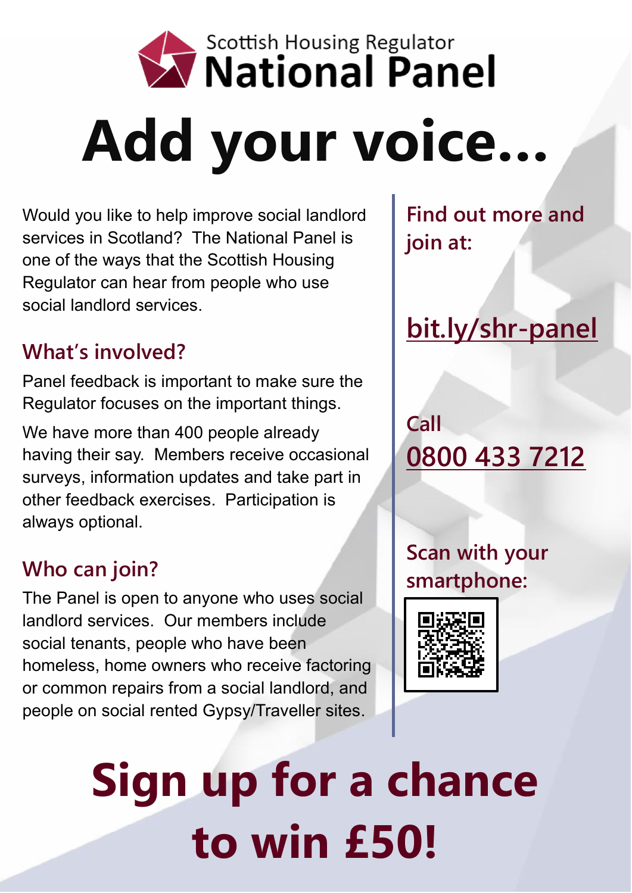Scottish Housing Regulator

# National Panel

# Add your voice...

Would you like to help improve social landlord services in Scotland? The National Panel is one of the ways that the Scottish Housing Regulator can hear from people who use social landlord services.

## What's involved?

Panel feedback is important to make sure the Regulator focuses on the important things.

We have more than 400 people already having their say. Members receive occasional surveys, information updates and take part in other feedback exercises. Participation is always optional.

## Who can join?

The Panel is open to anyone who uses social landlord services. Our members include social tenants, people who have been homeless, home owners who receive factoring or common repairs from a social landlord, and people on social rented Gypsy/Traveller sites.

**Find out more and join at:**

**bit.ly/shr-panel**

**Call**
**0800 433 7212**

**Scan with your smartphone:**

# Sign up for a chance to win £50!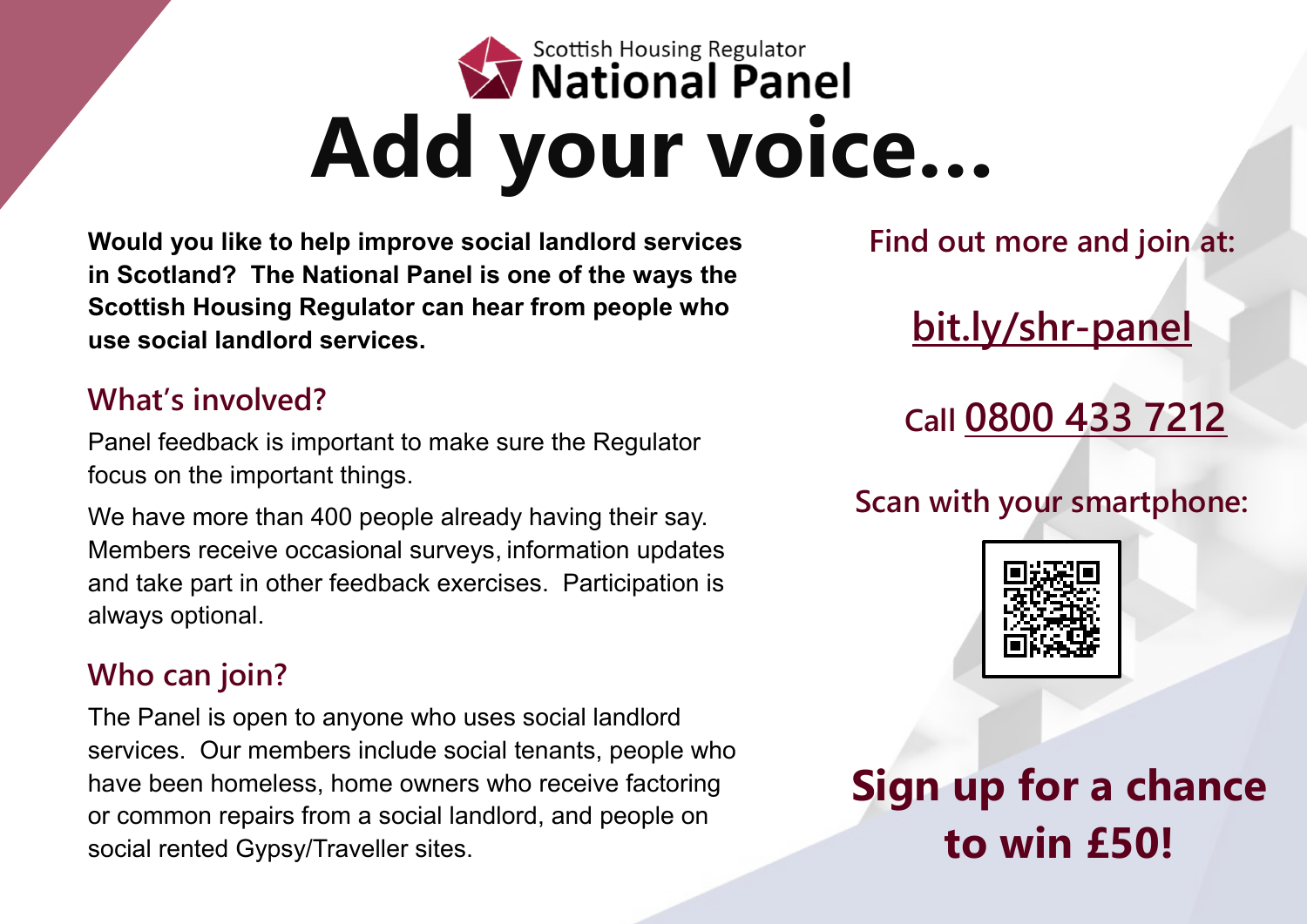Scottish Housing Regulator
**National Panel**

# Add your voice...

**Would you like to help improve social landlord services in Scotland? The National Panel is one of the ways the Scottish Housing Regulator can hear from people who use social landlord services.**

## What's involved?

Panel feedback is important to make sure the Regulator focus on the important things.

We have more than 400 people already having their say. Members receive occasional surveys, information updates and take part in other feedback exercises. Participation is always optional.

## Who can join?

The Panel is open to anyone who uses social landlord services. Our members include social tenants, people who have been homeless, home owners who receive factoring or common repairs from a social landlord, and people on social rented Gypsy/Traveller sites.

**Find out more and join at:**

bit.ly/shr-panel

Call 0800 433 7212

**Scan with your smartphone:**

**Sign up for a chance to win £50!**